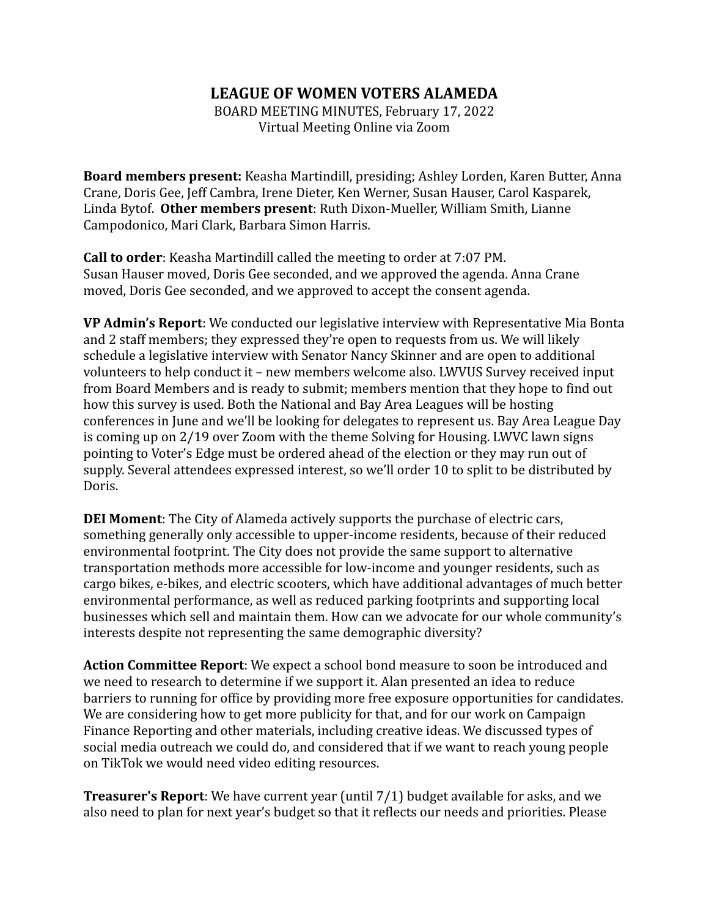# LEAGUE OF WOMEN VOTERS ALAMEDA

BOARD MEETING MINUTES, February 17, 2022
Virtual Meeting Online via Zoom

**Board members present:** Keasha Martindill, presiding; Ashley Lorden, Karen Butter, Anna Crane, Doris Gee, Jeff Cambra, Irene Dieter, Ken Werner, Susan Hauser, Carol Kasparek, Linda Bytof. **Other members present**: Ruth Dixon-Mueller, William Smith, Lianne Campodonico, Mari Clark, Barbara Simon Harris.

**Call to order**: Keasha Martindill called the meeting to order at 7:07 PM. Susan Hauser moved, Doris Gee seconded, and we approved the agenda. Anna Crane moved, Doris Gee seconded, and we approved to accept the consent agenda.

**VP Admin's Report**: We conducted our legislative interview with Representative Mia Bonta and 2 staff members; they expressed they're open to requests from us. We will likely schedule a legislative interview with Senator Nancy Skinner and are open to additional volunteers to help conduct it – new members welcome also. LWVUS Survey received input from Board Members and is ready to submit; members mention that they hope to find out how this survey is used. Both the National and Bay Area Leagues will be hosting conferences in June and we'll be looking for delegates to represent us. Bay Area League Day is coming up on 2/19 over Zoom with the theme Solving for Housing. LWVC lawn signs pointing to Voter's Edge must be ordered ahead of the election or they may run out of supply. Several attendees expressed interest, so we'll order 10 to split to be distributed by Doris.

**DEI Moment**: The City of Alameda actively supports the purchase of electric cars, something generally only accessible to upper-income residents, because of their reduced environmental footprint. The City does not provide the same support to alternative transportation methods more accessible for low-income and younger residents, such as cargo bikes, e-bikes, and electric scooters, which have additional advantages of much better environmental performance, as well as reduced parking footprints and supporting local businesses which sell and maintain them. How can we advocate for our whole community's interests despite not representing the same demographic diversity?

**Action Committee Report**: We expect a school bond measure to soon be introduced and we need to research to determine if we support it. Alan presented an idea to reduce barriers to running for office by providing more free exposure opportunities for candidates. We are considering how to get more publicity for that, and for our work on Campaign Finance Reporting and other materials, including creative ideas. We discussed types of social media outreach we could do, and considered that if we want to reach young people on TikTok we would need video editing resources.

**Treasurer's Report**: We have current year (until 7/1) budget available for asks, and we also need to plan for next year's budget so that it reflects our needs and priorities. Please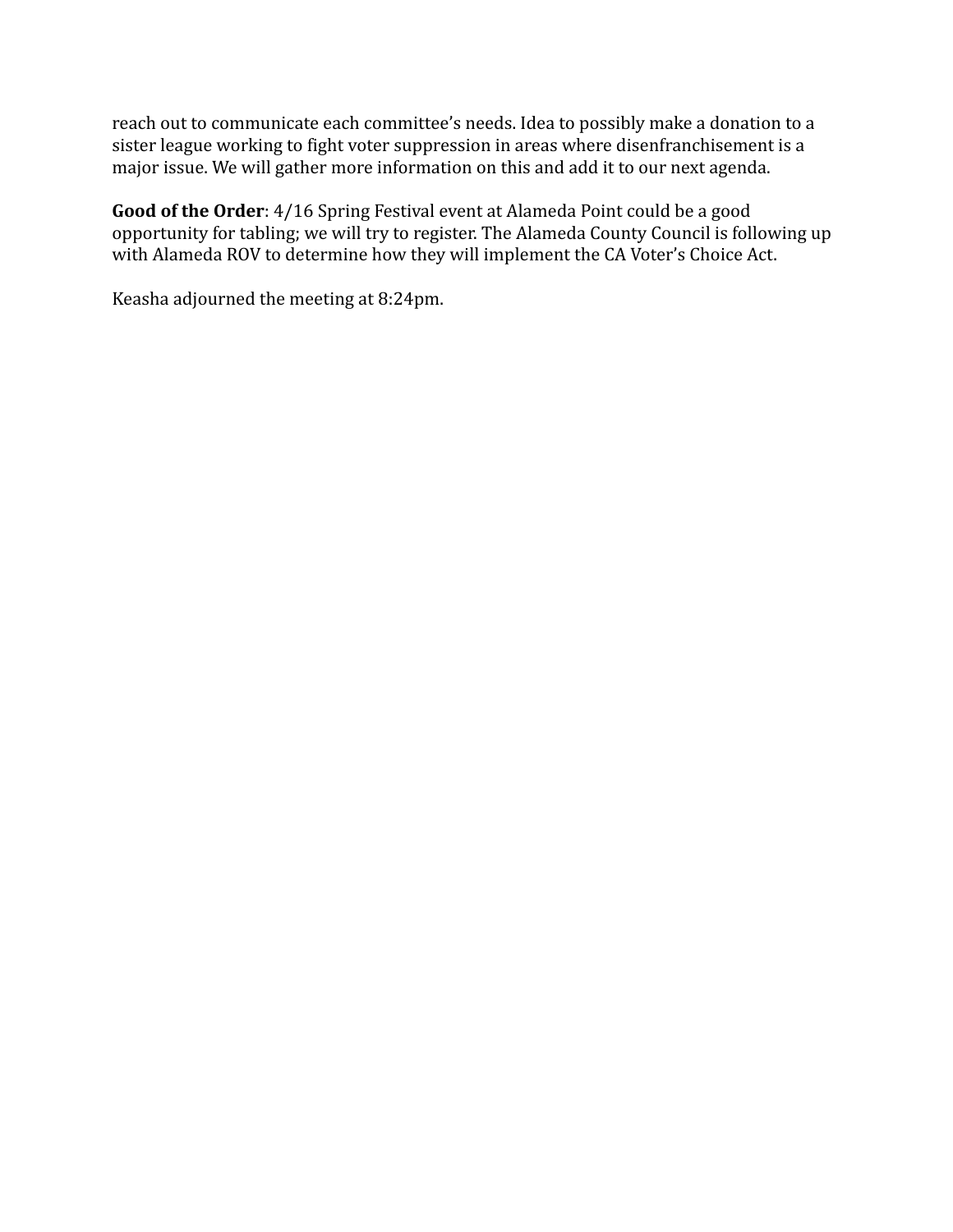reach out to communicate each committee's needs. Idea to possibly make a donation to a sister league working to fight voter suppression in areas where disenfranchisement is a major issue. We will gather more information on this and add it to our next agenda.

**Good of the Order**: 4/16 Spring Festival event at Alameda Point could be a good opportunity for tabling; we will try to register. The Alameda County Council is following up with Alameda ROV to determine how they will implement the CA Voter's Choice Act.

Keasha adjourned the meeting at 8:24pm.